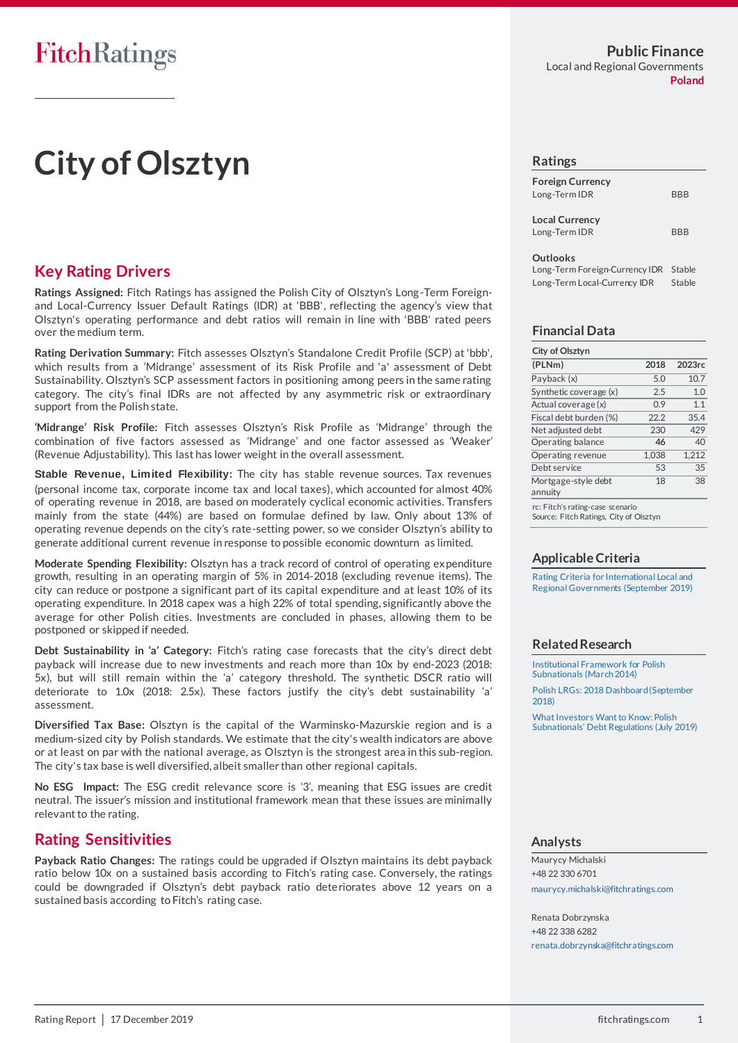Public Finance
Local and Regional Governments
**Poland**

# City of Olsztyn

## Key Rating Drivers

**Ratings Assigned:** Fitch Ratings has assigned the Polish City of Olsztyn's Long-Term Foreign- and Local-Currency Issuer Default Ratings (IDR) at 'BBB', reflecting the agency's view that Olsztyn's operating performance and debt ratios will remain in line with 'BBB' rated peers over the medium term.

**Rating Derivation Summary:** Fitch assesses Olsztyn's Standalone Credit Profile (SCP) at 'bbb', which results from a 'Midrange' assessment of its Risk Profile and 'a' assessment of Debt Sustainability. Olsztyn's SCP assessment factors in positioning among peers in the same rating category. The city's final IDRs are not affected by any asymmetric risk or extraordinary support from the Polish state.

**'Midrange' Risk Profile:** Fitch assesses Olsztyn's Risk Profile as 'Midrange' through the combination of five factors assessed as 'Midrange' and one factor assessed as 'Weaker' (Revenue Adjustability). This last has lower weight in the overall assessment.

**Stable Revenue, Limited Flexibility:** The city has stable revenue sources. Tax revenues (personal income tax, corporate income tax and local taxes), which accounted for almost 40% of operating revenue in 2018, are based on moderately cyclical economic activities. Transfers mainly from the state (44%) are based on formulae defined by law. Only about 13% of operating revenue depends on the city's rate-setting power, so we consider Olsztyn's ability to generate additional current revenue in response to possible economic downturn as limited.

**Moderate Spending Flexibility:** Olsztyn has a track record of control of operating expenditure growth, resulting in an operating margin of 5% in 2014-2018 (excluding revenue items). The city can reduce or postpone a significant part of its capital expenditure and at least 10% of its operating expenditure. In 2018 capex was a high 22% of total spending, significantly above the average for other Polish cities. Investments are concluded in phases, allowing them to be postponed or skipped if needed.

**Debt Sustainability in 'a' Category:** Fitch's rating case forecasts that the city's direct debt payback will increase due to new investments and reach more than 10x by end-2023 (2018: 5x), but will still remain within the 'a' category threshold. The synthetic DSCR ratio will deteriorate to 1.0x (2018: 2.5x). These factors justify the city's debt sustainability 'a' assessment.

**Diversified Tax Base:** Olsztyn is the capital of the Warminsko-Mazurskie region and is a medium-sized city by Polish standards. We estimate that the city's wealth indicators are above or at least on par with the national average, as Olsztyn is the strongest area in this sub-region. The city's tax base is well diversified, albeit smaller than other regional capitals.

**No ESG Impact:** The ESG credit relevance score is '3', meaning that ESG issues are credit neutral. The issuer's mission and institutional framework mean that these issues are minimally relevant to the rating.

## Rating Sensitivities

**Payback Ratio Changes:** The ratings could be upgraded if Olsztyn maintains its debt payback ratio below 10x on a sustained basis according to Fitch's rating case. Conversely, the ratings could be downgraded if Olsztyn's debt payback ratio deteriorates above 12 years on a sustained basis according to Fitch's rating case.

## Ratings

| | |
|---|---|
| **Foreign Currency** | |
| Long-Term IDR | BBB |
| **Local Currency** | |
| Long-Term IDR | BBB |
| **Outlooks** | |
| Long-Term Foreign-Currency IDR | Stable |
| Long-Term Local-Currency IDR | Stable |

## Financial Data

| City of Olsztyn (PLNm) | 2018 | 2023rc |
|---|---|---|
| Payback (x) | 5.0 | 10.7 |
| Synthetic coverage (x) | 2.5 | 1.0 |
| Actual coverage (x) | 0.9 | 1.1 |
| Fiscal debt burden (%) | 22.2 | 35.4 |
| Net adjusted debt | 230 | 429 |
| Operating balance | 46 | 40 |
| Operating revenue | 1,038 | 1,212 |
| Debt service | 53 | 35 |
| Mortgage-style debt annuity | 18 | 38 |

rc: Fitch's rating-case scenario
Source: Fitch Ratings, City of Olsztyn

## Applicable Criteria

Rating Criteria for International Local and Regional Governments (September 2019)

## Related Research

Institutional Framework for Polish Subnationals (March 2014)

Polish LRGs: 2018 Dashboard (September 2018)

What Investors Want to Know: Polish Subnationals' Debt Regulations (July 2019)

## Analysts

Maurycy Michalski
+48 22 330 6701
maurycy.michalski@fitchratings.com

Renata Dobrzynska
+48 22 338 6282
renata.dobrzynska@fitchratings.com

Rating Report | 17 December 2019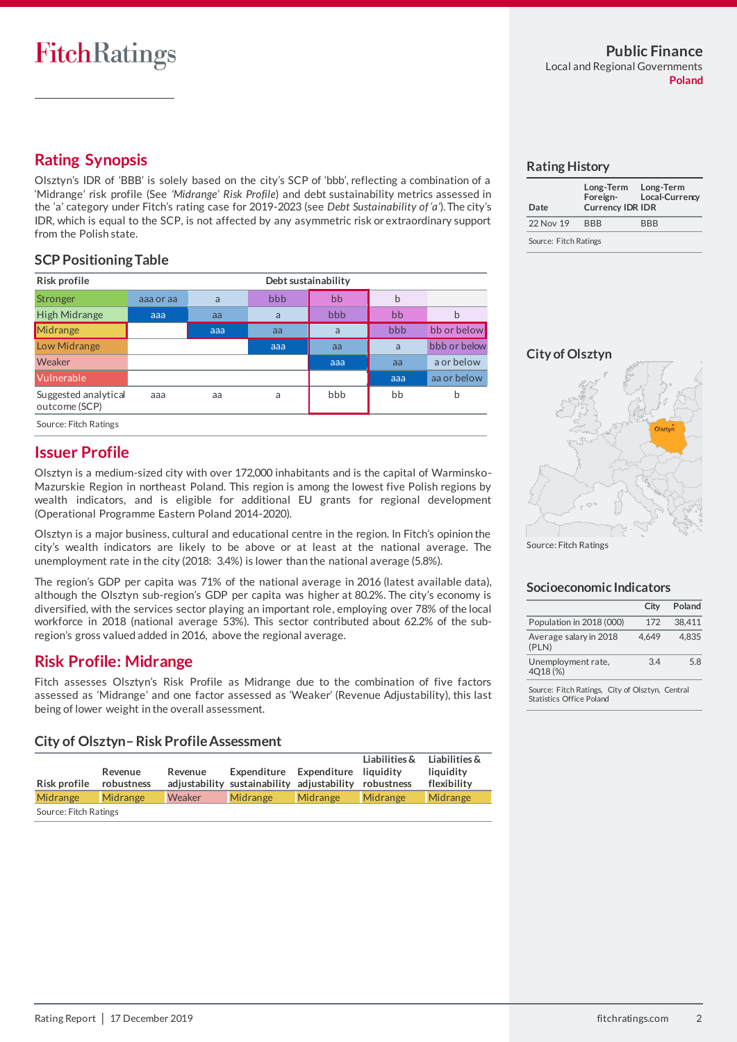FitchRatings

**Public Finance**
Local and Regional Governments
**Poland**

## Rating Synopsis

Olsztyn's IDR of 'BBB' is solely based on the city's SCP of 'bbb', reflecting a combination of a 'Midrange' risk profile (See *'Midrange' Risk Profile*) and debt sustainability metrics assessed in the 'a' category under Fitch's rating case for 2019-2023 (see *Debt Sustainability of 'a'*). The city's IDR, which is equal to the SCP, is not affected by any asymmetric risk or extraordinary support from the Polish state.

### SCP Positioning Table

| Risk profile | Debt sustainability | | | | | |
|---|---|---|---|---|---|---|
| Stronger | aaa or aa | a | bbb | bb | b | |
| High Midrange | aaa | aa | a | bbb | bb | b |
| Midrange | | aaa | aa | a | bbb | bb or below |
| Low Midrange | | | aaa | aa | a | bbb or below |
| Weaker | | | | aaa | aa | a or below |
| Vulnerable | | | | | aaa | aa or below |
| Suggested analytical outcome (SCP) | aaa | aa | a | bbb | bb | b |

Source: Fitch Ratings

## Issuer Profile

Olsztyn is a medium-sized city with over 172,000 inhabitants and is the capital of Warminsko-Mazurskie Region in northeast Poland. This region is among the lowest five Polish regions by wealth indicators, and is eligible for additional EU grants for regional development (Operational Programme Eastern Poland 2014-2020).

Olsztyn is a major business, cultural and educational centre in the region. In Fitch's opinion the city's wealth indicators are likely to be above or at least at the national average. The unemployment rate in the city (2018: 3.4%) is lower than the national average (5.8%).

The region's GDP per capita was 71% of the national average in 2016 (latest available data), although the Olsztyn sub-region's GDP per capita was higher at 80.2%. The city's economy is diversified, with the services sector playing an important role, employing over 78% of the local workforce in 2018 (national average 53%). This sector contributed about 62.2% of the sub-region's gross valued added in 2016, above the regional average.

## Risk Profile: Midrange

Fitch assesses Olsztyn's Risk Profile as Midrange due to the combination of five factors assessed as 'Midrange' and one factor assessed as 'Weaker' (Revenue Adjustability), this last being of lower weight in the overall assessment.

### City of Olsztyn– Risk Profile Assessment

| Risk profile | Revenue robustness | Revenue adjustability | Expenditure sustainability | Expenditure adjustability | Liabilities & liquidity robustness | Liabilities & liquidity flexibility |
|---|---|---|---|---|---|---|
| Midrange | Midrange | Weaker | Midrange | Midrange | Midrange | Midrange |

Source: Fitch Ratings

### Rating History

| Date | Long-Term Foreign-Currency IDR | Long-Term Local-Currency IDR |
|---|---|---|
| 22 Nov 19 | BBB | BBB |

Source: Fitch Ratings

### City of Olsztyn

Source: Fitch Ratings

### Socioeconomic Indicators

| | City | Poland |
|---|---|---|
| Population in 2018 (000) | 172 | 38,411 |
| Average salary in 2018 (PLN) | 4,649 | 4,835 |
| Unemployment rate, 4Q18 (%) | 3.4 | 5.8 |

Source: Fitch Ratings, City of Olsztyn, Central Statistics Office Poland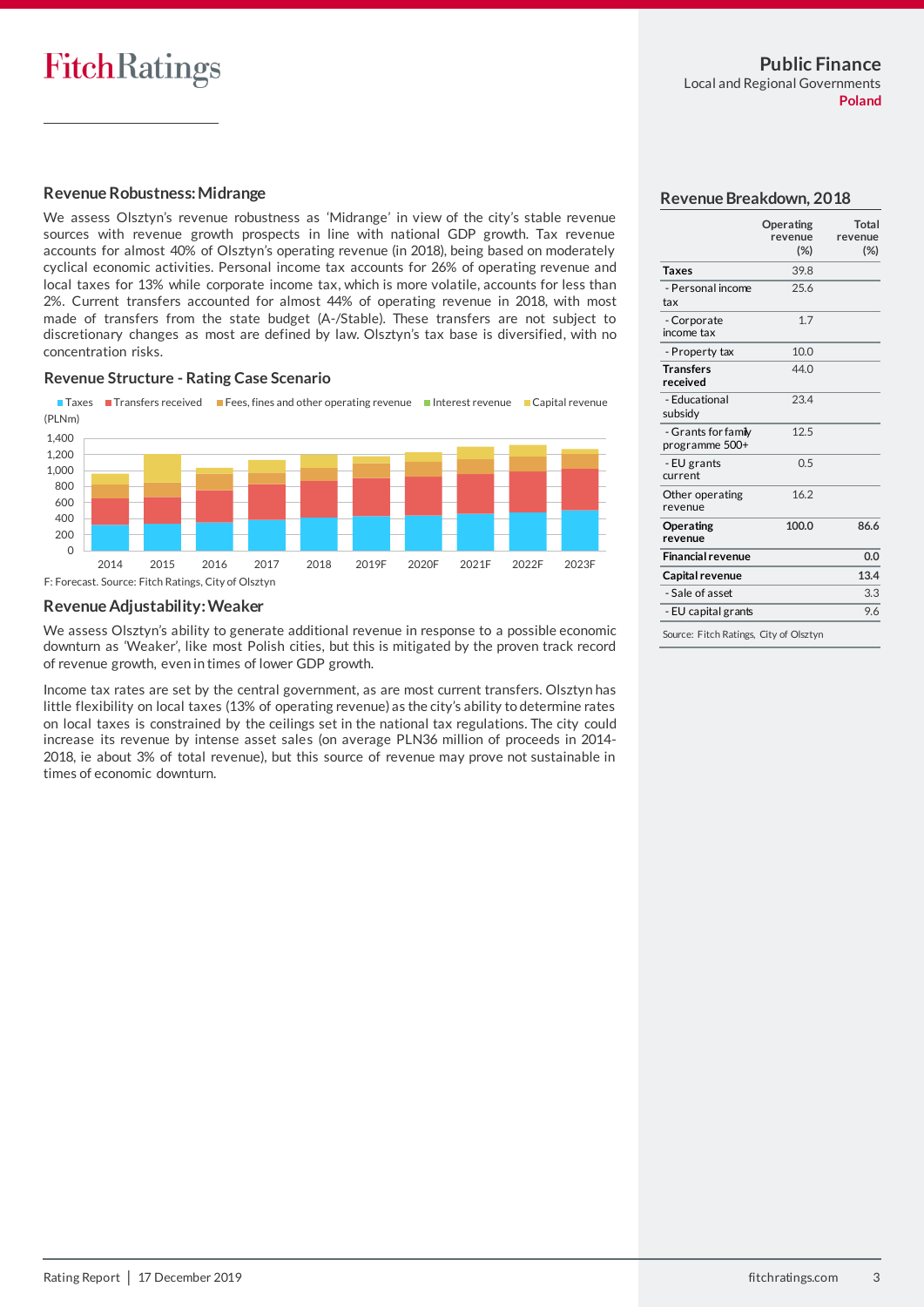## Revenue Robustness: Midrange

We assess Olsztyn's revenue robustness as 'Midrange' in view of the city's stable revenue sources with revenue growth prospects in line with national GDP growth. Tax revenue accounts for almost 40% of Olsztyn's operating revenue (in 2018), being based on moderately cyclical economic activities. Personal income tax accounts for 26% of operating revenue and local taxes for 13% while corporate income tax, which is more volatile, accounts for less than 2%. Current transfers accounted for almost 44% of operating revenue in 2018, with most made of transfers from the state budget (A-/Stable). These transfers are not subject to discretionary changes as most are defined by law. Olsztyn's tax base is diversified, with no concentration risks.

### Revenue Structure - Rating Case Scenario

Taxes | Transfers received | Fees, fines and other operating revenue | Interest revenue | Capital revenue

(PLNm)

F: Forecast. Source: Fitch Ratings, City of Olsztyn

## Revenue Adjustability: Weaker

We assess Olsztyn's ability to generate additional revenue in response to a possible economic downturn as 'Weaker', like most Polish cities, but this is mitigated by the proven track record of revenue growth, even in times of lower GDP growth.

Income tax rates are set by the central government, as are most current transfers. Olsztyn has little flexibility on local taxes (13% of operating revenue) as the city's ability to determine rates on local taxes is constrained by the ceilings set in the national tax regulations. The city could increase its revenue by intense asset sales (on average PLN36 million of proceeds in 2014-2018, ie about 3% of total revenue), but this source of revenue may prove not sustainable in times of economic downturn.

### Revenue Breakdown, 2018

| | Operating revenue (%) | Total revenue (%) |
|---|---|---|
| **Taxes** | 39.8 | |
| - Personal income tax | 25.6 | |
| - Corporate income tax | 1.7 | |
| - Property tax | 10.0 | |
| **Transfers received** | 44.0 | |
| - Educational subsidy | 23.4 | |
| - Grants for family programme 500+ | 12.5 | |
| - EU grants current | 0.5 | |
| Other operating revenue | 16.2 | |
| **Operating revenue** | 100.0 | 86.6 |
| **Financial revenue** | | 0.0 |
| **Capital revenue** | | 13.4 |
| - Sale of asset | | 3.3 |
| - EU capital grants | | 9.6 |

Source: Fitch Ratings, City of Olsztyn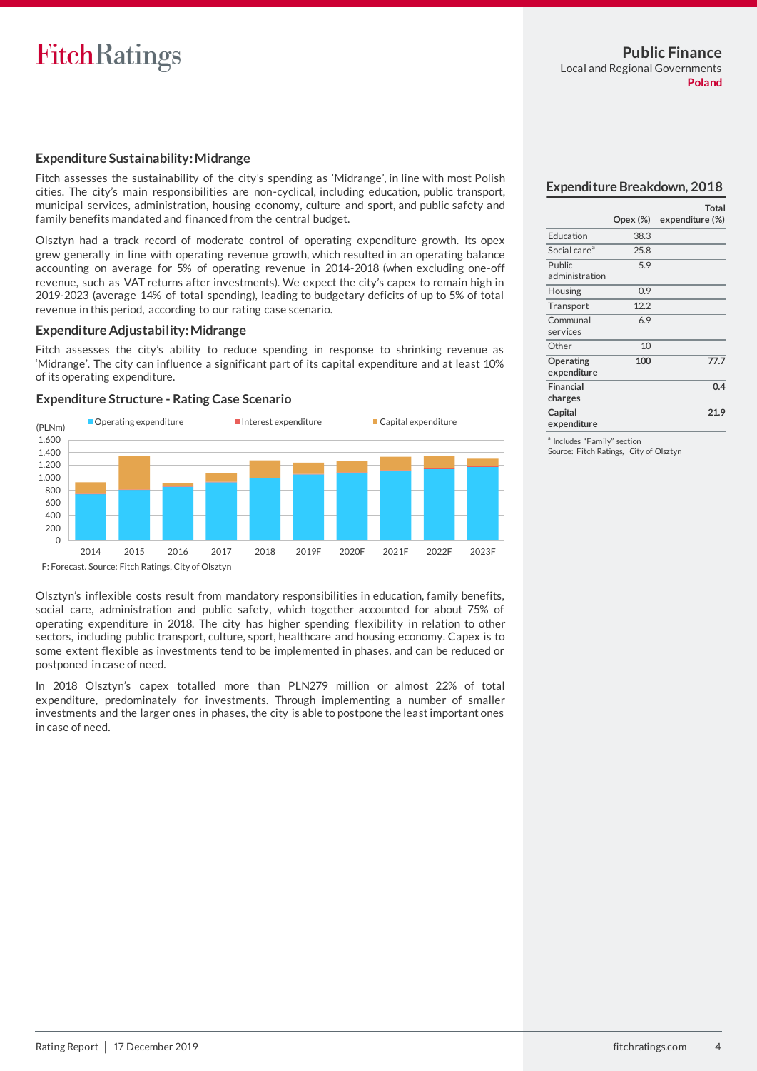## Expenditure Sustainability: Midrange

Fitch assesses the sustainability of the city's spending as 'Midrange', in line with most Polish cities. The city's main responsibilities are non-cyclical, including education, public transport, municipal services, administration, housing economy, culture and sport, and public safety and family benefits mandated and financed from the central budget.

Olsztyn had a track record of moderate control of operating expenditure growth. Its opex grew generally in line with operating revenue growth, which resulted in an operating balance accounting on average for 5% of operating revenue in 2014-2018 (when excluding one-off revenue, such as VAT returns after investments). We expect the city's capex to remain high in 2019-2023 (average 14% of total spending), leading to budgetary deficits of up to 5% of total revenue in this period, according to our rating case scenario.

## Expenditure Adjustability: Midrange

Fitch assesses the city's ability to reduce spending in response to shrinking revenue as 'Midrange'. The city can influence a significant part of its capital expenditure and at least 10% of its operating expenditure.

### Expenditure Structure - Rating Case Scenario

(PLNm) — Operating expenditure, Interest expenditure, Capital expenditure; 2014–2023F

F: Forecast. Source: Fitch Ratings, City of Olsztyn

Olsztyn's inflexible costs result from mandatory responsibilities in education, family benefits, social care, administration and public safety, which together accounted for about 75% of operating expenditure in 2018. The city has higher spending flexibility in relation to other sectors, including public transport, culture, sport, healthcare and housing economy. Capex is to some extent flexible as investments tend to be implemented in phases, and can be reduced or postponed in case of need.

In 2018 Olsztyn's capex totalled more than PLN279 million or almost 22% of total expenditure, predominately for investments. Through implementing a number of smaller investments and the larger ones in phases, the city is able to postpone the least important ones in case of need.

### Expenditure Breakdown, 2018

| | Opex (%) | Total expenditure (%) |
|---|---|---|
| Education | 38.3 | |
| Social care[a] | 25.8 | |
| Public administration | 5.9 | |
| Housing | 0.9 | |
| Transport | 12.2 | |
| Communal services | 6.9 | |
| Other | 10 | |
| **Operating expenditure** | **100** | **77.7** |
| **Financial charges** | | **0.4** |
| **Capital expenditure** | | **21.9** |

[a] Includes "Family" section
Source: Fitch Ratings, City of Olsztyn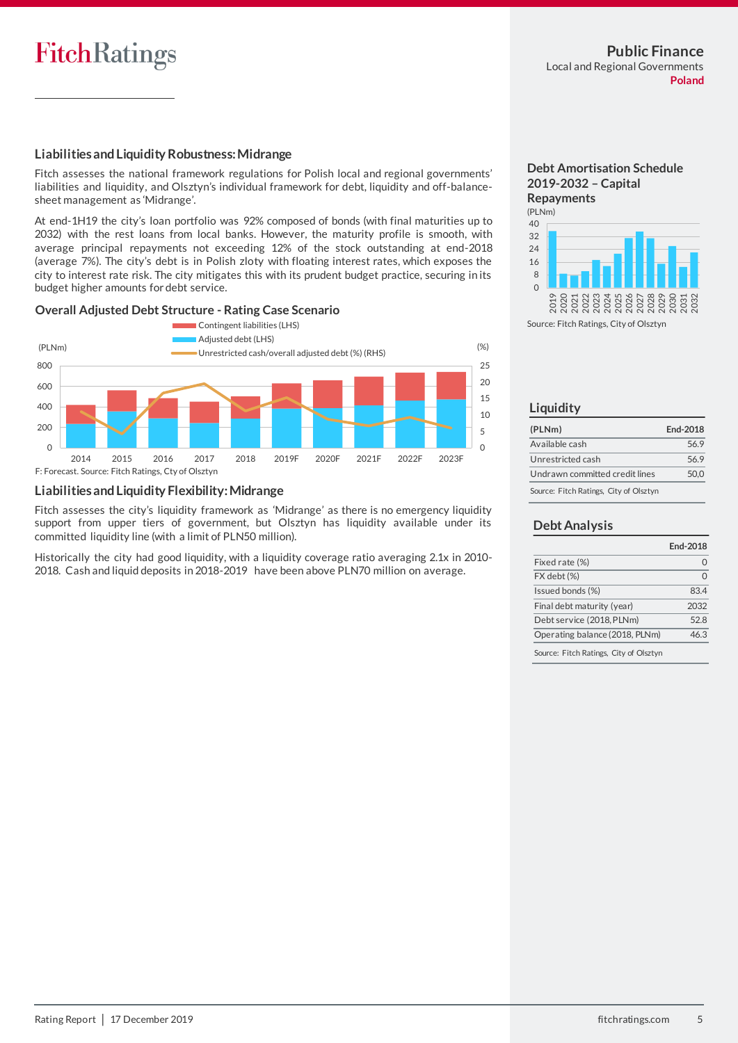## Liabilities and Liquidity Robustness: Midrange

Fitch assesses the national framework regulations for Polish local and regional governments' liabilities and liquidity, and Olsztyn's individual framework for debt, liquidity and off-balance-sheet management as 'Midrange'.

At end-1H19 the city's loan portfolio was 92% composed of bonds (with final maturities up to 2032) with the rest loans from local banks. However, the maturity profile is smooth, with average principal repayments not exceeding 12% of the stock outstanding at end-2018 (average 7%). The city's debt is in Polish zloty with floating interest rates, which exposes the city to interest rate risk. The city mitigates this with its prudent budget practice, securing in its budget higher amounts for debt service.

### Overall Adjusted Debt Structure - Rating Case Scenario

F: Forecast. Source: Fitch Ratings, Cty of Olsztyn

## Liabilities and Liquidity Flexibility: Midrange

Fitch assesses the city's liquidity framework as 'Midrange' as there is no emergency liquidity support from upper tiers of government, but Olsztyn has liquidity available under its committed liquidity line (with a limit of PLN50 million).

Historically the city had good liquidity, with a liquidity coverage ratio averaging 2.1x in 2010-2018. Cash and liquid deposits in 2018-2019 have been above PLN70 million on average.

### Debt Amortisation Schedule 2019-2032 – Capital Repayments

Source: Fitch Ratings, City of Olsztyn

### Liquidity

| (PLNm) | End-2018 |
|---|---|
| Available cash | 56.9 |
| Unrestricted cash | 56.9 |
| Undrawn committed credit lines | 50,0 |

Source: Fitch Ratings, City of Olsztyn

### Debt Analysis

| | End-2018 |
|---|---|
| Fixed rate (%) | 0 |
| FX debt (%) | 0 |
| Issued bonds (%) | 83.4 |
| Final debt maturity (year) | 2032 |
| Debt service (2018, PLNm) | 52.8 |
| Operating balance (2018, PLNm) | 46.3 |

Source: Fitch Ratings, City of Olsztyn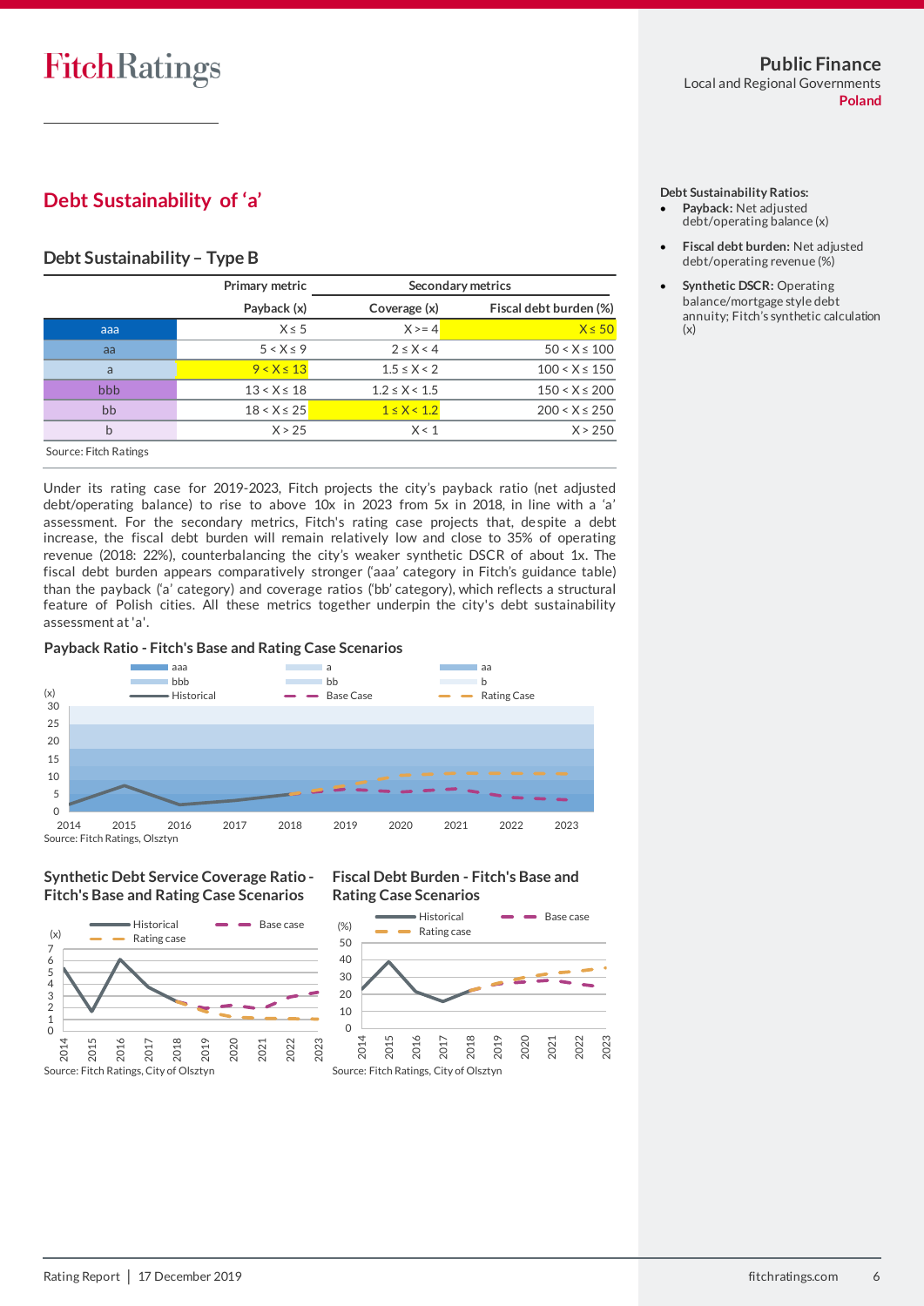## Debt Sustainability of 'a'

### Debt Sustainability – Type B

| | Primary metric | Secondary metrics | |
|---|---|---|---|
| | Payback (x) | Coverage (x) | Fiscal debt burden (%) |
| aaa | X ≤ 5 | X >= 4 | X ≤ 50 |
| aa | 5 < X ≤ 9 | 2 ≤ X < 4 | 50 < X ≤ 100 |
| a | 9 < X ≤ 13 | 1.5 ≤ X < 2 | 100 < X ≤ 150 |
| bbb | 13 < X ≤ 18 | 1.2 ≤ X < 1.5 | 150 < X ≤ 200 |
| bb | 18 < X ≤ 25 | 1 ≤ X < 1.2 | 200 < X ≤ 250 |
| b | X > 25 | X < 1 | X > 250 |

Source: Fitch Ratings

**Debt Sustainability Ratios:**

- **Payback:** Net adjusted debt/operating balance (x)
- **Fiscal debt burden:** Net adjusted debt/operating revenue (%)
- **Synthetic DSCR:** Operating balance/mortgage style debt annuity; Fitch's synthetic calculation (x)

Under its rating case for 2019-2023, Fitch projects the city's payback ratio (net adjusted debt/operating balance) to rise to above 10x in 2023 from 5x in 2018, in line with a 'a' assessment. For the secondary metrics, Fitch's rating case projects that, despite a debt increase, the fiscal debt burden will remain relatively low and close to 35% of operating revenue (2018: 22%), counterbalancing the city's weaker synthetic DSCR of about 1x. The fiscal debt burden appears comparatively stronger ('aaa' category in Fitch's guidance table) than the payback ('a' category) and coverage ratios ('bb' category), which reflects a structural feature of Polish cities. All these metrics together underpin the city's debt sustainability assessment at 'a'.

**Payback Ratio - Fitch's Base and Rating Case Scenarios**

Source: Fitch Ratings, Olsztyn

**Synthetic Debt Service Coverage Ratio - Fitch's Base and Rating Case Scenarios**

Source: Fitch Ratings, City of Olsztyn

**Fiscal Debt Burden - Fitch's Base and Rating Case Scenarios**

Source: Fitch Ratings, City of Olsztyn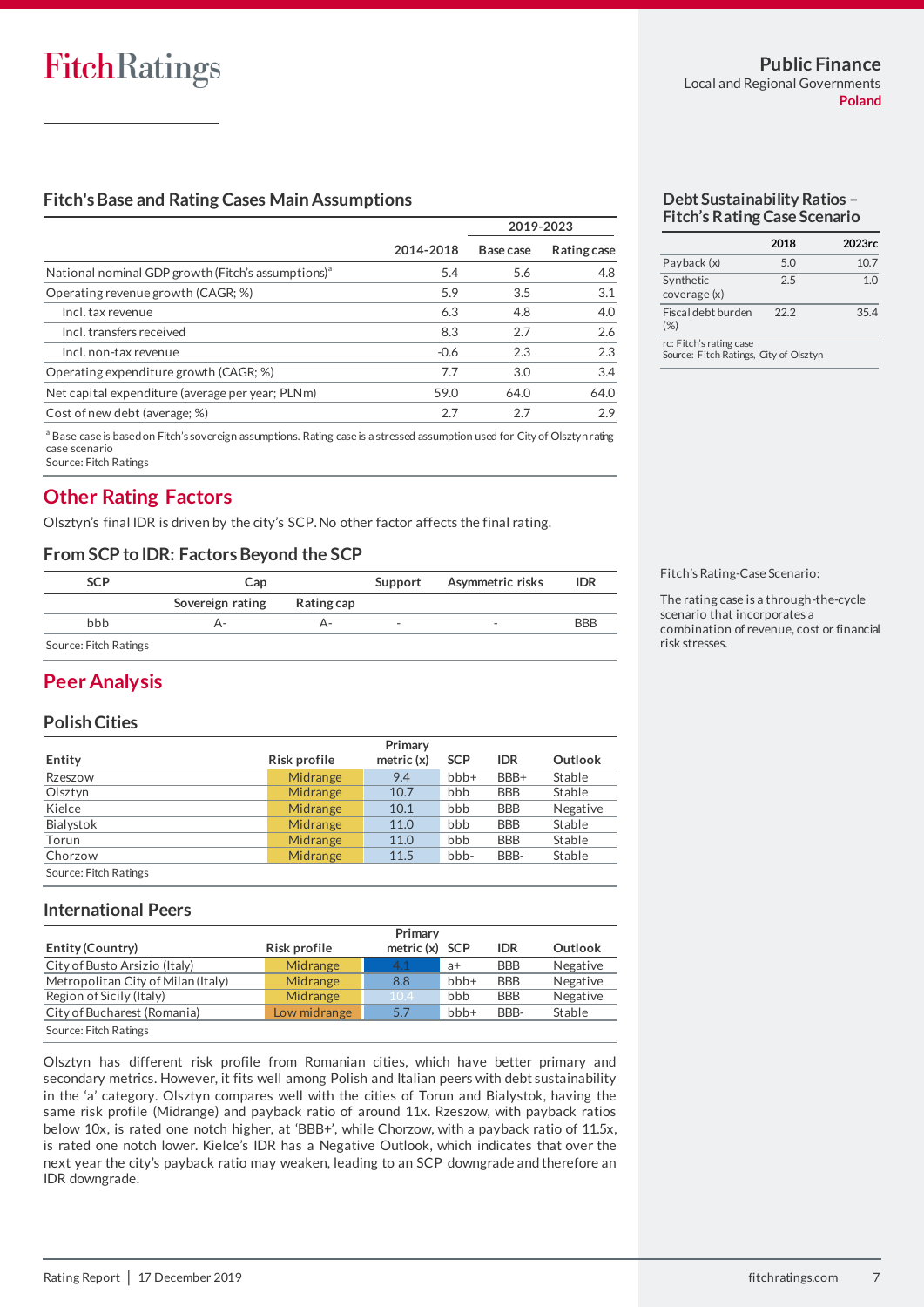## Fitch's Base and Rating Cases Main Assumptions

| | 2014-2018 | 2019-2023 Base case | 2019-2023 Rating case |
|---|---|---|---|
| National nominal GDP growth (Fitch's assumptions)[a] | 5.4 | 5.6 | 4.8 |
| Operating revenue growth (CAGR; %) | 5.9 | 3.5 | 3.1 |
| Incl. tax revenue | 6.3 | 4.8 | 4.0 |
| Incl. transfers received | 8.3 | 2.7 | 2.6 |
| Incl. non-tax revenue | -0.6 | 2.3 | 2.3 |
| Operating expenditure growth (CAGR; %) | 7.7 | 3.0 | 3.4 |
| Net capital expenditure (average per year; PLNm) | 59.0 | 64.0 | 64.0 |
| Cost of new debt (average; %) | 2.7 | 2.7 | 2.9 |

[a] Base case is based on Fitch's sovereign assumptions. Rating case is a stressed assumption used for City of Olsztyn rating case scenario
Source: Fitch Ratings

## Other Rating Factors

Olsztyn's final IDR is driven by the city's SCP. No other factor affects the final rating.

### From SCP to IDR: Factors Beyond the SCP

| SCP | Cap: Sovereign rating | Cap: Rating cap | Support | Asymmetric risks | IDR |
|---|---|---|---|---|---|
| bbb | A- | A- | - | - | BBB |

Source: Fitch Ratings

## Peer Analysis

### Polish Cities

| Entity | Risk profile | Primary metric (x) | SCP | IDR | Outlook |
|---|---|---|---|---|---|
| Rzeszow | Midrange | 9.4 | bbb+ | BBB+ | Stable |
| Olsztyn | Midrange | 10.7 | bbb | BBB | Stable |
| Kielce | Midrange | 10.1 | bbb | BBB | Negative |
| Bialystok | Midrange | 11.0 | bbb | BBB | Stable |
| Torun | Midrange | 11.0 | bbb | BBB | Stable |
| Chorzow | Midrange | 11.5 | bbb- | BBB- | Stable |

Source: Fitch Ratings

### International Peers

| Entity (Country) | Risk profile | Primary metric (x) | SCP | IDR | Outlook |
|---|---|---|---|---|---|
| City of Busto Arsizio (Italy) | Midrange | 4.1 | a+ | BBB | Negative |
| Metropolitan City of Milan (Italy) | Midrange | 8.8 | bbb+ | BBB | Negative |
| Region of Sicily (Italy) | Midrange | 10.4 | bbb | BBB | Negative |
| City of Bucharest (Romania) | Low midrange | 5.7 | bbb+ | BBB- | Stable |

Source: Fitch Ratings

Olsztyn has different risk profile from Romanian cities, which have better primary and secondary metrics. However, it fits well among Polish and Italian peers with debt sustainability in the 'a' category. Olsztyn compares well with the cities of Torun and Bialystok, having the same risk profile (Midrange) and payback ratio of around 11x. Rzeszow, with payback ratios below 10x, is rated one notch higher, at 'BBB+', while Chorzow, with a payback ratio of 11.5x, is rated one notch lower. Kielce's IDR has a Negative Outlook, which indicates that over the next year the city's payback ratio may weaken, leading to an SCP downgrade and therefore an IDR downgrade.

### Debt Sustainability Ratios – Fitch's Rating Case Scenario

| | 2018 | 2023rc |
|---|---|---|
| Payback (x) | 5.0 | 10.7 |
| Synthetic coverage (x) | 2.5 | 1.0 |
| Fiscal debt burden (%) | 22.2 | 35.4 |

rc: Fitch's rating case
Source: Fitch Ratings, City of Olsztyn

Fitch's Rating-Case Scenario:

The rating case is a through-the-cycle scenario that incorporates a combination of revenue, cost or financial risk stresses.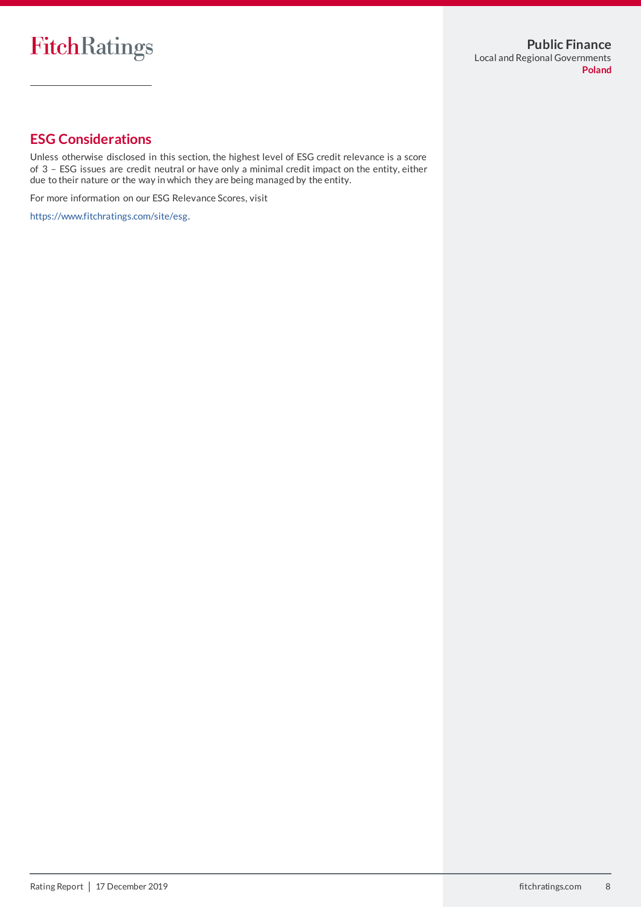## ESG Considerations

Unless otherwise disclosed in this section, the highest level of ESG credit relevance is a score of 3 – ESG issues are credit neutral or have only a minimal credit impact on the entity, either due to their nature or the way in which they are being managed by the entity.

For more information on our ESG Relevance Scores, visit

https://www.fitchratings.com/site/esg.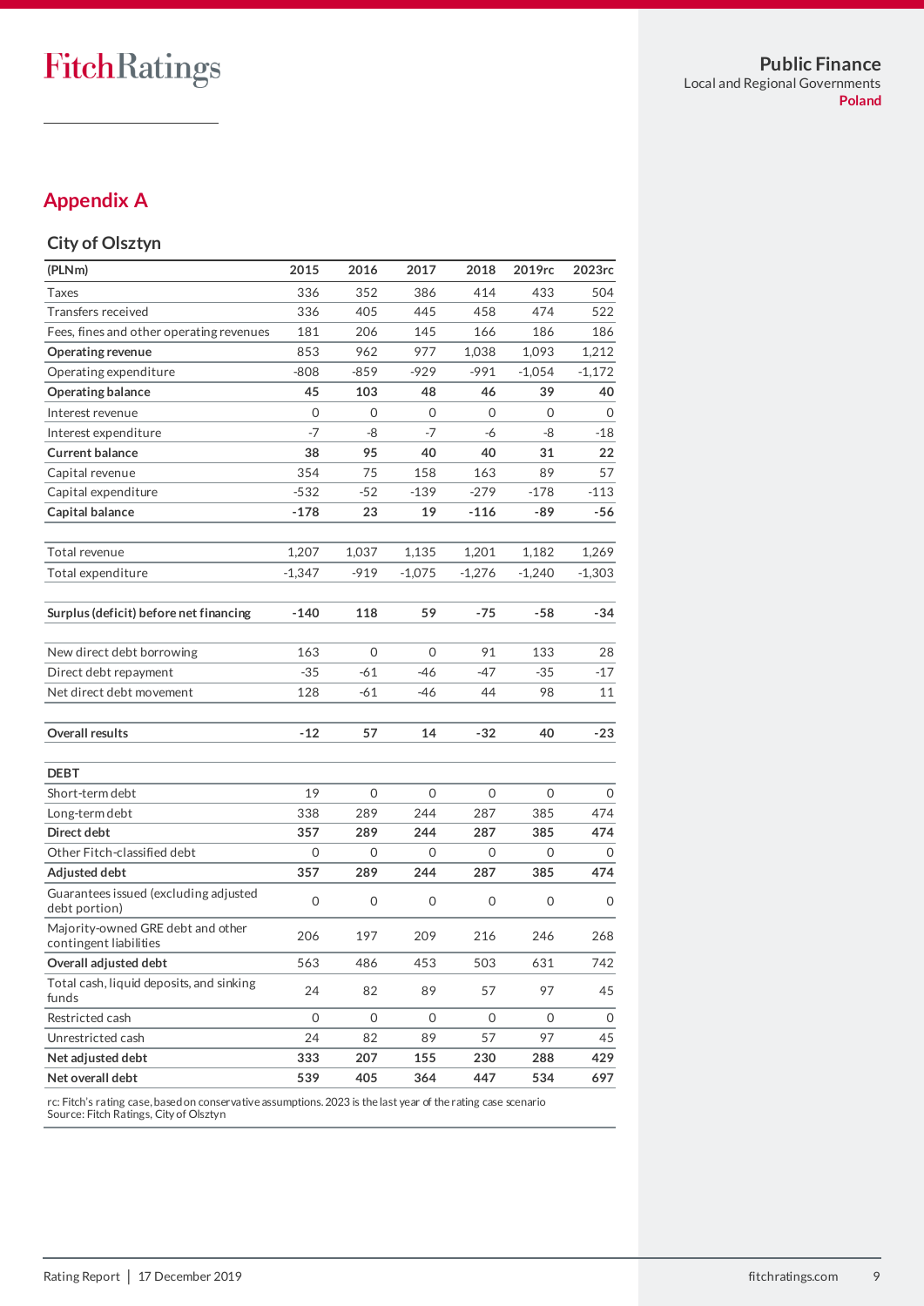## Appendix A

### City of Olsztyn

| (PLNm) | 2015 | 2016 | 2017 | 2018 | 2019rc | 2023rc |
|---|---|---|---|---|---|---|
| Taxes | 336 | 352 | 386 | 414 | 433 | 504 |
| Transfers received | 336 | 405 | 445 | 458 | 474 | 522 |
| Fees, fines and other operating revenues | 181 | 206 | 145 | 166 | 186 | 186 |
| **Operating revenue** | 853 | 962 | 977 | 1,038 | 1,093 | 1,212 |
| Operating expenditure | -808 | -859 | -929 | -991 | -1,054 | -1,172 |
| **Operating balance** | **45** | **103** | **48** | **46** | **39** | **40** |
| Interest revenue | 0 | 0 | 0 | 0 | 0 | 0 |
| Interest expenditure | -7 | -8 | -7 | -6 | -8 | -18 |
| **Current balance** | **38** | **95** | **40** | **40** | **31** | **22** |
| Capital revenue | 354 | 75 | 158 | 163 | 89 | 57 |
| Capital expenditure | -532 | -52 | -139 | -279 | -178 | -113 |
| **Capital balance** | **-178** | **23** | **19** | **-116** | **-89** | **-56** |
| | | | | | | |
| Total revenue | 1,207 | 1,037 | 1,135 | 1,201 | 1,182 | 1,269 |
| Total expenditure | -1,347 | -919 | -1,075 | -1,276 | -1,240 | -1,303 |
| | | | | | | |
| **Surplus (deficit) before net financing** | **-140** | **118** | **59** | **-75** | **-58** | **-34** |
| | | | | | | |
| New direct debt borrowing | 163 | 0 | 0 | 91 | 133 | 28 |
| Direct debt repayment | -35 | -61 | -46 | -47 | -35 | -17 |
| Net direct debt movement | 128 | -61 | -46 | 44 | 98 | 11 |
| | | | | | | |
| **Overall results** | **-12** | **57** | **14** | **-32** | **40** | **-23** |
| | | | | | | |
| **DEBT** | | | | | | |
| Short-term debt | 19 | 0 | 0 | 0 | 0 | 0 |
| Long-term debt | 338 | 289 | 244 | 287 | 385 | 474 |
| **Direct debt** | **357** | **289** | **244** | **287** | **385** | **474** |
| Other Fitch-classified debt | 0 | 0 | 0 | 0 | 0 | 0 |
| **Adjusted debt** | **357** | **289** | **244** | **287** | **385** | **474** |
| Guarantees issued (excluding adjusted debt portion) | 0 | 0 | 0 | 0 | 0 | 0 |
| Majority-owned GRE debt and other contingent liabilities | 206 | 197 | 209 | 216 | 246 | 268 |
| **Overall adjusted debt** | 563 | 486 | 453 | 503 | 631 | 742 |
| Total cash, liquid deposits, and sinking funds | 24 | 82 | 89 | 57 | 97 | 45 |
| Restricted cash | 0 | 0 | 0 | 0 | 0 | 0 |
| Unrestricted cash | 24 | 82 | 89 | 57 | 97 | 45 |
| **Net adjusted debt** | **333** | **207** | **155** | **230** | **288** | **429** |
| **Net overall debt** | **539** | **405** | **364** | **447** | **534** | **697** |

rc: Fitch's rating case, based on conservative assumptions. 2023 is the last year of the rating case scenario
Source: Fitch Ratings, City of Olsztyn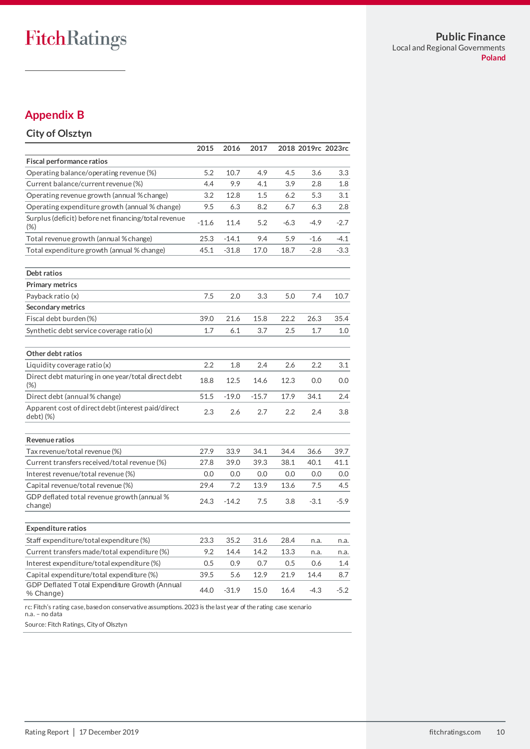## Appendix B

### City of Olsztyn

| | 2015 | 2016 | 2017 | 2018 | 2019rc | 2023rc |
|---|---|---|---|---|---|---|
| **Fiscal performance ratios** | | | | | | |
| Operating balance/operating revenue (%) | 5.2 | 10.7 | 4.9 | 4.5 | 3.6 | 3.3 |
| Current balance/current revenue (%) | 4.4 | 9.9 | 4.1 | 3.9 | 2.8 | 1.8 |
| Operating revenue growth (annual % change) | 3.2 | 12.8 | 1.5 | 6.2 | 5.3 | 3.1 |
| Operating expenditure growth (annual % change) | 9.5 | 6.3 | 8.2 | 6.7 | 6.3 | 2.8 |
| Surplus (deficit) before net financing/total revenue (%) | -11.6 | 11.4 | 5.2 | -6.3 | -4.9 | -2.7 |
| Total revenue growth (annual % change) | 25.3 | -14.1 | 9.4 | 5.9 | -1.6 | -4.1 |
| Total expenditure growth (annual % change) | 45.1 | -31.8 | 17.0 | 18.7 | -2.8 | -3.3 |
| | | | | | | |
| **Debt ratios** | | | | | | |
| **Primary metrics** | | | | | | |
| Payback ratio (x) | 7.5 | 2.0 | 3.3 | 5.0 | 7.4 | 10.7 |
| **Secondary metrics** | | | | | | |
| Fiscal debt burden (%) | 39.0 | 21.6 | 15.8 | 22.2 | 26.3 | 35.4 |
| Synthetic debt service coverage ratio (x) | 1.7 | 6.1 | 3.7 | 2.5 | 1.7 | 1.0 |
| | | | | | | |
| **Other debt ratios** | | | | | | |
| Liquidity coverage ratio (x) | 2.2 | 1.8 | 2.4 | 2.6 | 2.2 | 3.1 |
| Direct debt maturing in one year/total direct debt (%) | 18.8 | 12.5 | 14.6 | 12.3 | 0.0 | 0.0 |
| Direct debt (annual % change) | 51.5 | -19.0 | -15.7 | 17.9 | 34.1 | 2.4 |
| Apparent cost of direct debt (interest paid/direct debt) (%) | 2.3 | 2.6 | 2.7 | 2.2 | 2.4 | 3.8 |
| | | | | | | |
| **Revenue ratios** | | | | | | |
| Tax revenue/total revenue (%) | 27.9 | 33.9 | 34.1 | 34.4 | 36.6 | 39.7 |
| Current transfers received/total revenue (%) | 27.8 | 39.0 | 39.3 | 38.1 | 40.1 | 41.1 |
| Interest revenue/total revenue (%) | 0.0 | 0.0 | 0.0 | 0.0 | 0.0 | 0.0 |
| Capital revenue/total revenue (%) | 29.4 | 7.2 | 13.9 | 13.6 | 7.5 | 4.5 |
| GDP deflated total revenue growth (annual % change) | 24.3 | -14.2 | 7.5 | 3.8 | -3.1 | -5.9 |
| | | | | | | |
| **Expenditure ratios** | | | | | | |
| Staff expenditure/total expenditure (%) | 23.3 | 35.2 | 31.6 | 28.4 | n.a. | n.a. |
| Current transfers made/total expenditure (%) | 9.2 | 14.4 | 14.2 | 13.3 | n.a. | n.a. |
| Interest expenditure/total expenditure (%) | 0.5 | 0.9 | 0.7 | 0.5 | 0.6 | 1.4 |
| Capital expenditure/total expenditure (%) | 39.5 | 5.6 | 12.9 | 21.9 | 14.4 | 8.7 |
| GDP Deflated Total Expenditure Growth (Annual % Change) | 44.0 | -31.9 | 15.0 | 16.4 | -4.3 | -5.2 |

rc: Fitch's rating case, based on conservative assumptions. 2023 is the last year of the rating case scenario
n.a. – no data

Source: Fitch Ratings, City of Olsztyn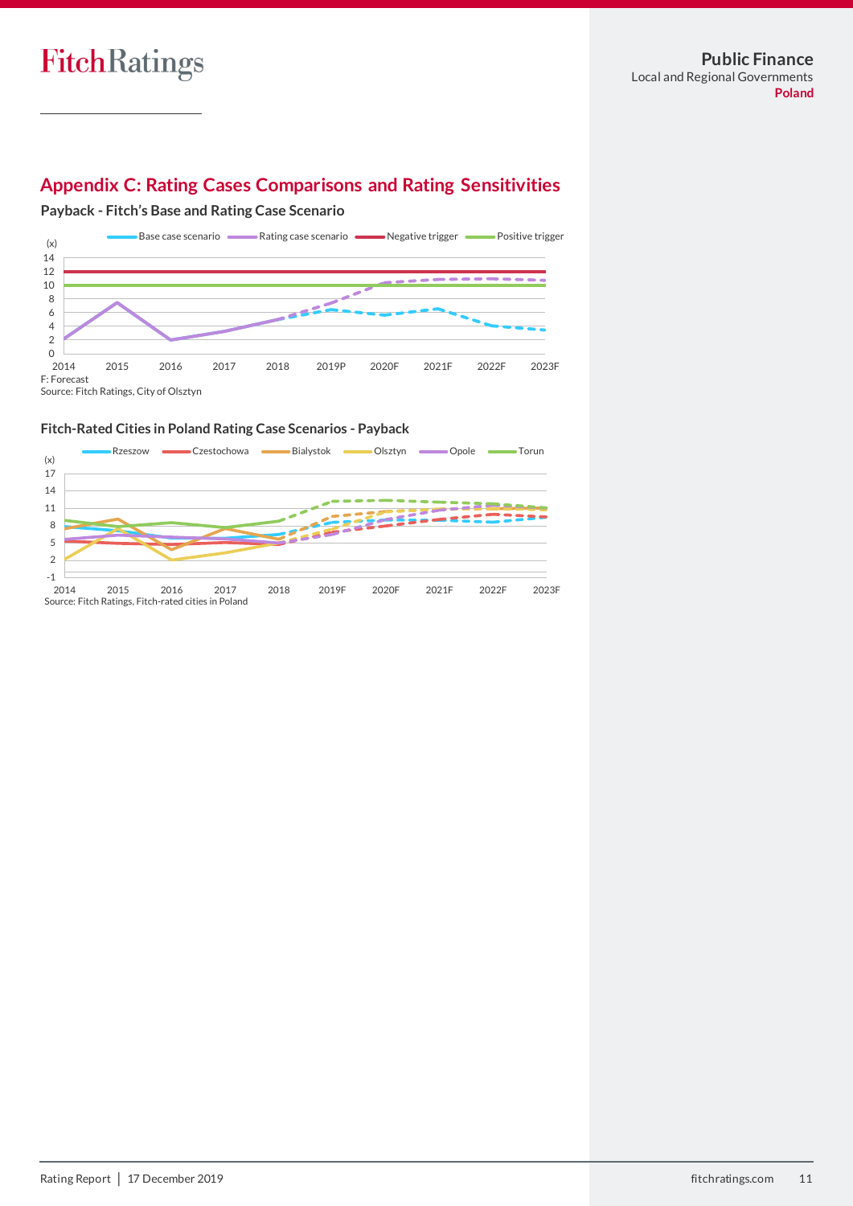## Appendix C: Rating Cases Comparisons and Rating Sensitivities

**Payback - Fitch's Base and Rating Case Scenario**

Base case scenario | Rating case scenario | Negative trigger | Positive trigger

(x)

14
12
10
8
6
4
2
0

2014 2015 2016 2017 2018 2019P 2020F 2021F 2022F 2023F

F: Forecast
Source: Fitch Ratings, City of Olsztyn

**Fitch-Rated Cities in Poland Rating Case Scenarios - Payback**

Rzeszow | Czestochowa | Bialystok | Olsztyn | Opole | Torun

(x)

17
14
11
8
5
2
-1

2014 2015 2016 2017 2018 2019F 2020F 2021F 2022F 2023F

Source: Fitch Ratings, Fitch-rated cities in Poland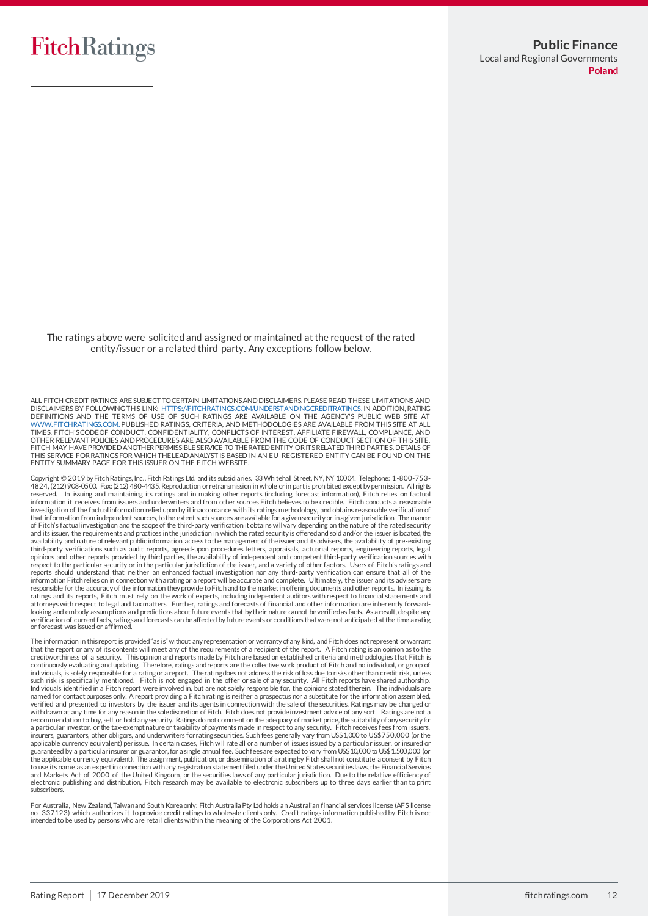The ratings above were solicited and assigned or maintained at the request of the rated entity/issuer or a related third party. Any exceptions follow below.

ALL FITCH CREDIT RATINGS ARE SUBJECT TO CERTAIN LIMITATIONS AND DISCLAIMERS. PLEASE READ THESE LIMITATIONS AND DISCLAIMERS BY FOLLOWING THIS LINK: HTTPS://FITCHRATINGS.COM/UNDERSTANDINGCREDITRATINGS. IN ADDITION, RATING DEFINITIONS AND THE TERMS OF USE OF SUCH RATINGS ARE AVAILABLE ON THE AGENCY'S PUBLIC WEB SITE AT WWW.FITCHRATINGS.COM. PUBLISHED RATINGS, CRITERIA, AND METHODOLOGIES ARE AVAILABLE FROM THIS SITE AT ALL TIMES. FITCH'S CODE OF CONDUCT, CONFIDENTIALITY, CONFLICTS OF INTEREST, AFFILIATE FIREWALL, COMPLIANCE, AND OTHER RELEVANT POLICIES AND PROCEDURES ARE ALSO AVAILABLE FROM THE CODE OF CONDUCT SECTION OF THIS SITE. FITCH MAY HAVE PROVIDED ANOTHER PERMISSIBLE SERVICE TO THE RATED ENTITY OR ITS RELATED THIRD PARTIES. DETAILS OF THIS SERVICE FOR RATINGS FOR WHICH THE LEAD ANALYST IS BASED IN AN EU-REGISTERED ENTITY CAN BE FOUND ON THE ENTITY SUMMARY PAGE FOR THIS ISSUER ON THE FITCH WEBSITE.

Copyright © 2019 by Fitch Ratings, Inc., Fitch Ratings Ltd. and its subsidiaries. 33 Whitehall Street, NY, NY 10004. Telephone: 1-800-753-4824, (212) 908-0500. Fax: (212) 480-4435. Reproduction or retransmission in whole or in part is prohibited except by permission. All rights reserved. In issuing and maintaining its ratings and in making other reports (including forecast information), Fitch relies on factual information it receives from issuers and underwriters and from other sources Fitch believes to be credible. Fitch conducts a reasonable investigation of the factual information relied upon by it in accordance with its ratings methodology, and obtains reasonable verification of that information from independent sources, to the extent such sources are available for a given security or in a given jurisdiction. The manner of Fitch's factual investigation and the scope of the third-party verification it obtains will vary depending on the nature of the rated security and its issuer, the requirements and practices in the jurisdiction in which the rated security is offered and sold and/or the issuer is located, the availability and nature of relevant public information, access to the management of the issuer and its advisers, the availability of pre-existing third-party verifications such as audit reports, agreed-upon procedures letters, appraisals, actuarial reports, engineering reports, legal opinions and other reports provided by third parties, the availability of independent and competent third-party verification sources with respect to the particular security or in the particular jurisdiction of the issuer, and a variety of other factors. Users of Fitch's ratings and reports should understand that neither an enhanced factual investigation nor any third-party verification can ensure that all of the information Fitch relies on in connection with a rating or a report will be accurate and complete. Ultimately, the issuer and its advisers are responsible for the accuracy of the information they provide to Fitch and to the market in offering documents and other reports. In issuing its ratings and its reports, Fitch must rely on the work of experts, including independent auditors with respect to financial statements and attorneys with respect to legal and tax matters. Further, ratings and forecasts of financial and other information are inherently forward-looking and embody assumptions and predictions about future events that by their nature cannot be verified as facts. As a result, despite any verification of current facts, ratings and forecasts can be affected by future events or conditions that were not anticipated at the time a rating or forecast was issued or affirmed.

The information in this report is provided "as is" without any representation or warranty of any kind, and Fitch does not represent or warrant that the report or any of its contents will meet any of the requirements of a recipient of the report. A Fitch rating is an opinion as to the creditworthiness of a security. This opinion and reports made by Fitch are based on established criteria and methodologies that Fitch is continuously evaluating and updating. Therefore, ratings and reports are the collective work product of Fitch and no individual, or group of individuals, is solely responsible for a rating or a report. The rating does not address the risk of loss due to risks other than credit risk, unless such risk is specifically mentioned. Fitch is not engaged in the offer or sale of any security. All Fitch reports have shared authorship. Individuals identified in a Fitch report were involved in, but are not solely responsible for, the opinions stated therein. The individuals are named for contact purposes only. A report providing a Fitch rating is neither a prospectus nor a substitute for the information assembled, verified and presented to investors by the issuer and its agents in connection with the sale of the securities. Ratings may be changed or withdrawn at any time for any reason in the sole discretion of Fitch. Fitch does not provide investment advice of any sort. Ratings are not a recommendation to buy, sell, or hold any security. Ratings do not comment on the adequacy of market price, the suitability of any security for a particular investor, or the tax-exempt nature or taxability of payments made in respect to any security. Fitch receives fees from issuers, insurers, guarantors, other obligors, and underwriters for rating securities. Such fees generally vary from US$1,000 to US$750,000 (or the applicable currency equivalent) per issue. In certain cases, Fitch will rate all or a number of issues issued by a particular issuer, or insured or guaranteed by a particular insurer or guarantor, for a single annual fee. Such fees are expected to vary from US$10,000 to US$1,500,000 (or the applicable currency equivalent). The assignment, publication, or dissemination of a rating by Fitch shall not constitute a consent by Fitch to use its name as an expert in connection with any registration statement filed under the United States securities laws, the Financial Services and Markets Act of 2000 of the United Kingdom, or the securities laws of any particular jurisdiction. Due to the relative efficiency of electronic publishing and distribution, Fitch research may be available to electronic subscribers up to three days earlier than to print subscribers.

For Australia, New Zealand, Taiwan and South Korea only: Fitch Australia Pty Ltd holds an Australian financial services license (AFS license no. 337123) which authorizes it to provide credit ratings to wholesale clients only. Credit ratings information published by Fitch is not intended to be used by persons who are retail clients within the meaning of the Corporations Act 2001.